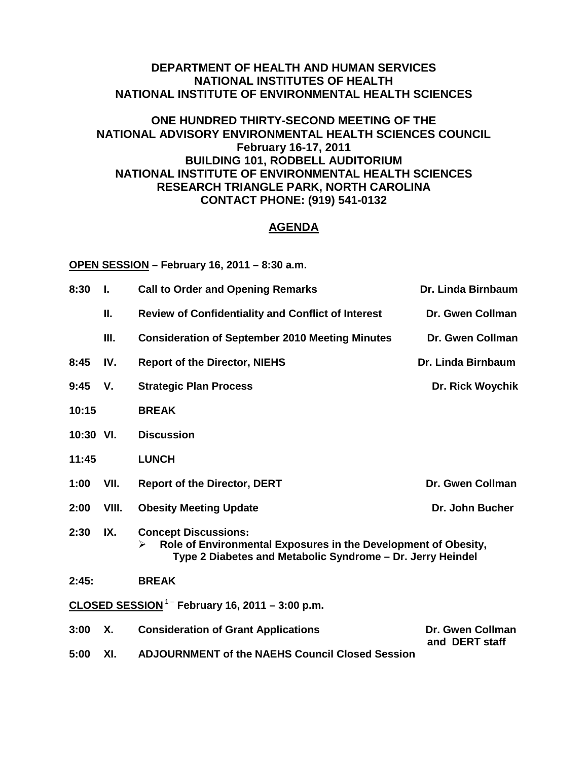**DEPARTMENT OF HEALTH AND HUMAN SERVICES**
**NATIONAL INSTITUTES OF HEALTH**
**NATIONAL INSTITUTE OF ENVIRONMENTAL HEALTH SCIENCES**

**ONE HUNDRED THIRTY-SECOND MEETING OF THE**
**NATIONAL ADVISORY ENVIRONMENTAL HEALTH SCIENCES COUNCIL**
**February 16-17, 2011**
**BUILDING 101, RODBELL AUDITORIUM**
**NATIONAL INSTITUTE OF ENVIRONMENTAL HEALTH SCIENCES**
**RESEARCH TRIANGLE PARK, NORTH CAROLINA**
**CONTACT PHONE: (919) 541-0132**

## AGENDA

**OPEN SESSION – February 16, 2011 – 8:30 a.m.**

| Time | No. | Item | Presenter |
|---|---|---|---|
| 8:30 | I. | Call to Order and Opening Remarks | Dr. Linda Birnbaum |
| | II. | Review of Confidentiality and Conflict of Interest | Dr. Gwen Collman |
| | III. | Consideration of September 2010 Meeting Minutes | Dr. Gwen Collman |
| 8:45 | IV. | Report of the Director, NIEHS | Dr. Linda Birnbaum |
| 9:45 | V. | Strategic Plan Process | Dr. Rick Woychik |
| 10:15 | | BREAK | |
| 10:30 | VI. | Discussion | |
| 11:45 | | LUNCH | |
| 1:00 | VII. | Report of the Director, DERT | Dr. Gwen Collman |
| 2:00 | VIII. | Obesity Meeting Update | Dr. John Bucher |
| 2:30 | IX. | Concept Discussions: ➢ Role of Environmental Exposures in the Development of Obesity, Type 2 Diabetes and Metabolic Syndrome – Dr. Jerry Heindel | |
| 2:45: | | BREAK | |

**CLOSED SESSION**[1] **– February 16, 2011 – 3:00 p.m.**

| Time | No. | Item | Presenter |
|---|---|---|---|
| 3:00 | X. | Consideration of Grant Applications | Dr. Gwen Collman and DERT staff |
| 5:00 | XI. | ADJOURNMENT of the NAEHS Council Closed Session | |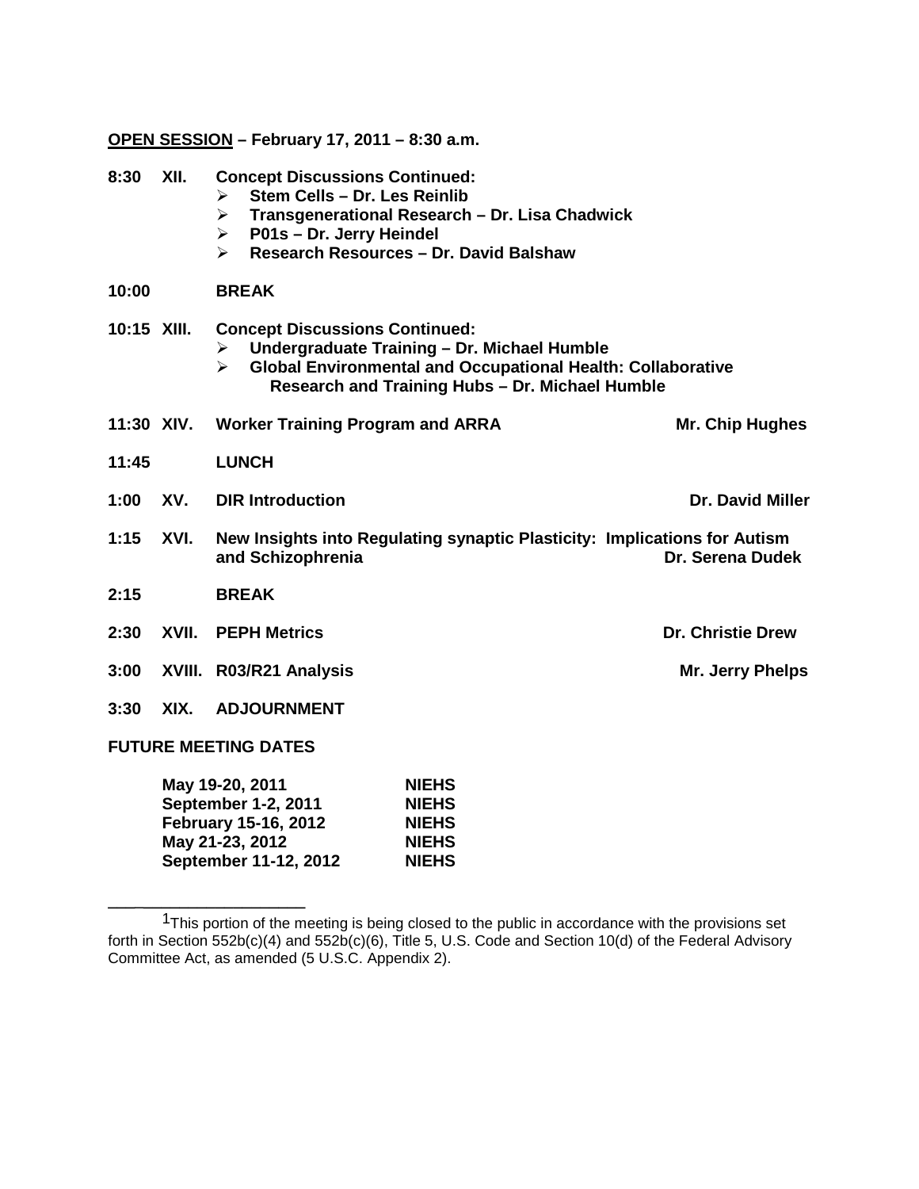**<u>OPEN SESSION</u> – February 17, 2011 – 8:30 a.m.**

**8:30 XII. Concept Discussions Continued:**

- **Stem Cells – Dr. Les Reinlib**
- **Transgenerational Research – Dr. Lisa Chadwick**
- **P01s – Dr. Jerry Heindel**
- **Research Resources – Dr. David Balshaw**

**10:00 BREAK**

**10:15 XIII. Concept Discussions Continued:**

- **Undergraduate Training – Dr. Michael Humble**
- **Global Environmental and Occupational Health: Collaborative Research and Training Hubs – Dr. Michael Humble**

**11:30 XIV. Worker Training Program and ARRA — Mr. Chip Hughes**

**11:45 LUNCH**

**1:00 XV. DIR Introduction — Dr. David Miller**

**1:15 XVI. New Insights into Regulating synaptic Plasticity: Implications for Autism and Schizophrenia — Dr. Serena Dudek**

**2:15 BREAK**

**2:30 XVII. PEPH Metrics — Dr. Christie Drew**

**3:00 XVIII. R03/R21 Analysis — Mr. Jerry Phelps**

**3:30 XIX. ADJOURNMENT**

**FUTURE MEETING DATES**

| | |
|---|---|
| **May 19-20, 2011** | **NIEHS** |
| **September 1-2, 2011** | **NIEHS** |
| **February 15-16, 2012** | **NIEHS** |
| **May 21-23, 2012** | **NIEHS** |
| **September 11-12, 2012** | **NIEHS** |

---

[1] This portion of the meeting is being closed to the public in accordance with the provisions set forth in Section 552b(c)(4) and 552b(c)(6), Title 5, U.S. Code and Section 10(d) of the Federal Advisory Committee Act, as amended (5 U.S.C. Appendix 2).